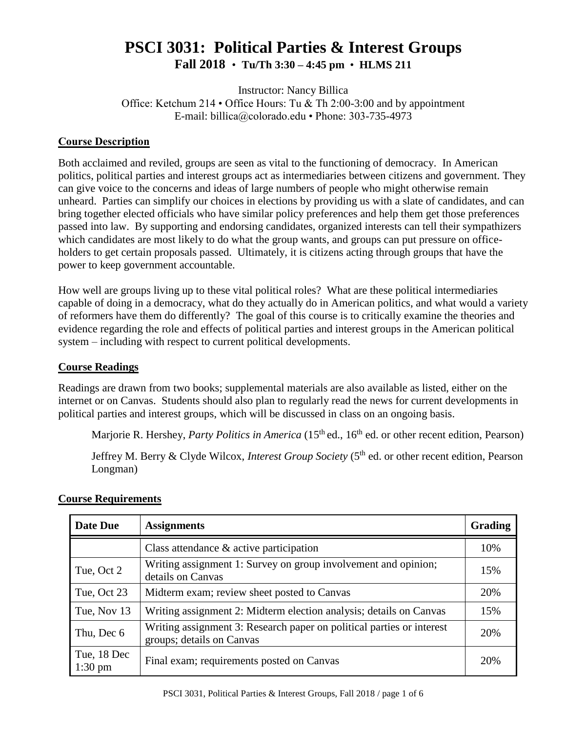# PSCI 3031: Political Parties & Interest Groups

**Fall 2018 • Tu/Th 3:30 – 4:45 pm • HLMS 211**

Instructor: Nancy Billica
Office: Ketchum 214 • Office Hours: Tu & Th 2:00-3:00 and by appointment
E-mail: billica@colorado.edu • Phone: 303-735-4973

## Course Description

Both acclaimed and reviled, groups are seen as vital to the functioning of democracy. In American politics, political parties and interest groups act as intermediaries between citizens and government. They can give voice to the concerns and ideas of large numbers of people who might otherwise remain unheard. Parties can simplify our choices in elections by providing us with a slate of candidates, and can bring together elected officials who have similar policy preferences and help them get those preferences passed into law. By supporting and endorsing candidates, organized interests can tell their sympathizers which candidates are most likely to do what the group wants, and groups can put pressure on office-holders to get certain proposals passed. Ultimately, it is citizens acting through groups that have the power to keep government accountable.

How well are groups living up to these vital political roles? What are these political intermediaries capable of doing in a democracy, what do they actually do in American politics, and what would a variety of reformers have them do differently? The goal of this course is to critically examine the theories and evidence regarding the role and effects of political parties and interest groups in the American political system – including with respect to current political developments.

## Course Readings

Readings are drawn from two books; supplemental materials are also available as listed, either on the internet or on Canvas. Students should also plan to regularly read the news for current developments in political parties and interest groups, which will be discussed in class on an ongoing basis.

> Marjorie R. Hershey, *Party Politics in America* (15th ed., 16th ed. or other recent edition, Pearson)
>
> Jeffrey M. Berry & Clyde Wilcox, *Interest Group Society* (5th ed. or other recent edition, Pearson Longman)

## Course Requirements

| Date Due | Assignments | Grading |
|---|---|---|
| | Class attendance & active participation | 10% |
| Tue, Oct 2 | Writing assignment 1: Survey on group involvement and opinion; details on Canvas | 15% |
| Tue, Oct 23 | Midterm exam; review sheet posted to Canvas | 20% |
| Tue, Nov 13 | Writing assignment 2: Midterm election analysis; details on Canvas | 15% |
| Thu, Dec 6 | Writing assignment 3: Research paper on political parties or interest groups; details on Canvas | 20% |
| Tue, 18 Dec 1:30 pm | Final exam; requirements posted on Canvas | 20% |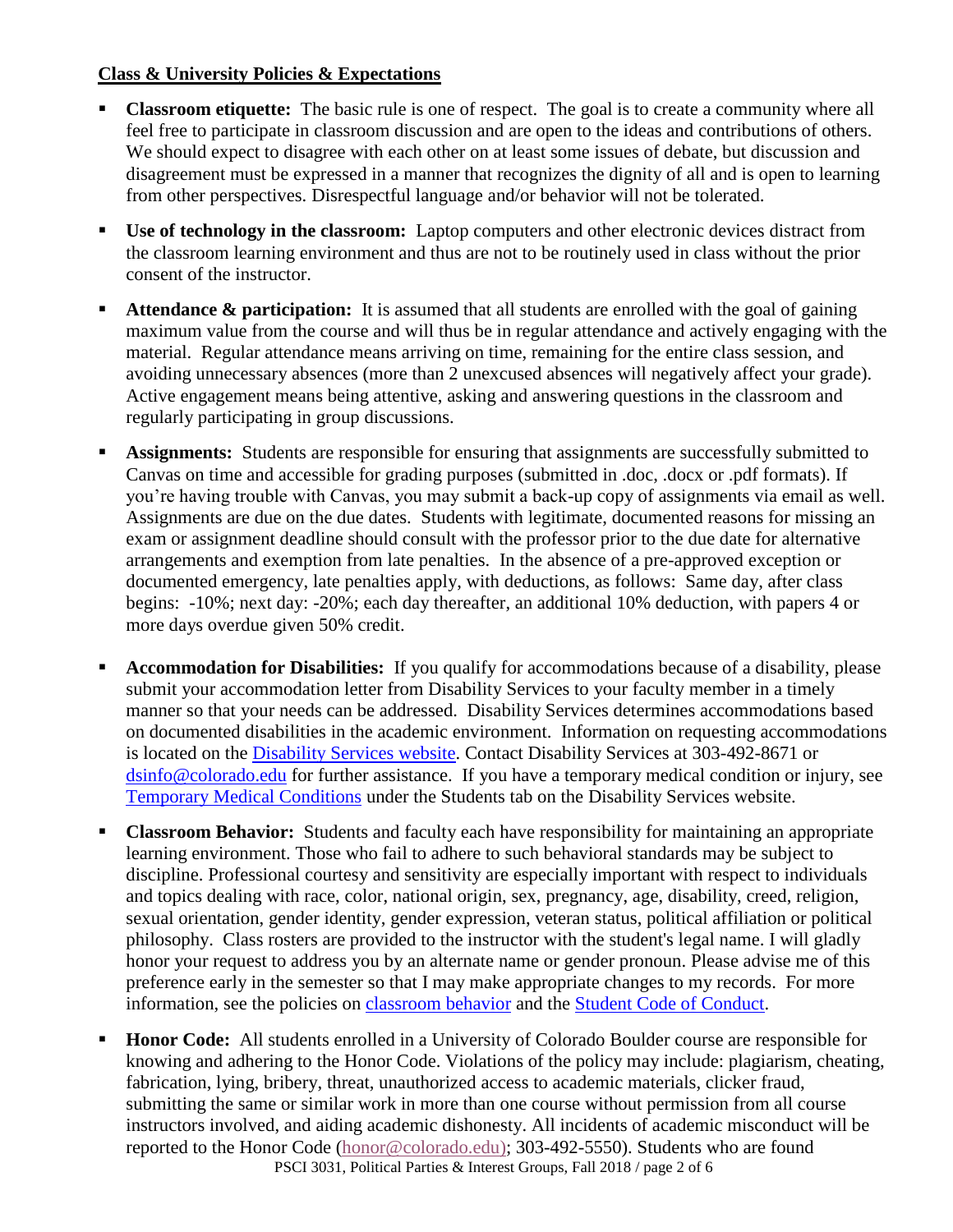**Class & University Policies & Expectations**

- **Classroom etiquette:** The basic rule is one of respect. The goal is to create a community where all feel free to participate in classroom discussion and are open to the ideas and contributions of others. We should expect to disagree with each other on at least some issues of debate, but discussion and disagreement must be expressed in a manner that recognizes the dignity of all and is open to learning from other perspectives. Disrespectful language and/or behavior will not be tolerated.

- **Use of technology in the classroom:** Laptop computers and other electronic devices distract from the classroom learning environment and thus are not to be routinely used in class without the prior consent of the instructor.

- **Attendance & participation:** It is assumed that all students are enrolled with the goal of gaining maximum value from the course and will thus be in regular attendance and actively engaging with the material. Regular attendance means arriving on time, remaining for the entire class session, and avoiding unnecessary absences (more than 2 unexcused absences will negatively affect your grade). Active engagement means being attentive, asking and answering questions in the classroom and regularly participating in group discussions.

- **Assignments:** Students are responsible for ensuring that assignments are successfully submitted to Canvas on time and accessible for grading purposes (submitted in .doc, .docx or .pdf formats). If you're having trouble with Canvas, you may submit a back-up copy of assignments via email as well. Assignments are due on the due dates. Students with legitimate, documented reasons for missing an exam or assignment deadline should consult with the professor prior to the due date for alternative arrangements and exemption from late penalties. In the absence of a pre-approved exception or documented emergency, late penalties apply, with deductions, as follows: Same day, after class begins: -10%; next day: -20%; each day thereafter, an additional 10% deduction, with papers 4 or more days overdue given 50% credit.

- **Accommodation for Disabilities:** If you qualify for accommodations because of a disability, please submit your accommodation letter from Disability Services to your faculty member in a timely manner so that your needs can be addressed. Disability Services determines accommodations based on documented disabilities in the academic environment. Information on requesting accommodations is located on the Disability Services website. Contact Disability Services at 303-492-8671 or dsinfo@colorado.edu for further assistance. If you have a temporary medical condition or injury, see Temporary Medical Conditions under the Students tab on the Disability Services website.

- **Classroom Behavior:** Students and faculty each have responsibility for maintaining an appropriate learning environment. Those who fail to adhere to such behavioral standards may be subject to discipline. Professional courtesy and sensitivity are especially important with respect to individuals and topics dealing with race, color, national origin, sex, pregnancy, age, disability, creed, religion, sexual orientation, gender identity, gender expression, veteran status, political affiliation or political philosophy. Class rosters are provided to the instructor with the student's legal name. I will gladly honor your request to address you by an alternate name or gender pronoun. Please advise me of this preference early in the semester so that I may make appropriate changes to my records. For more information, see the policies on classroom behavior and the Student Code of Conduct.

- **Honor Code:** All students enrolled in a University of Colorado Boulder course are responsible for knowing and adhering to the Honor Code. Violations of the policy may include: plagiarism, cheating, fabrication, lying, bribery, threat, unauthorized access to academic materials, clicker fraud, submitting the same or similar work in more than one course without permission from all course instructors involved, and aiding academic dishonesty. All incidents of academic misconduct will be reported to the Honor Code (honor@colorado.edu); 303-492-5550). Students who are found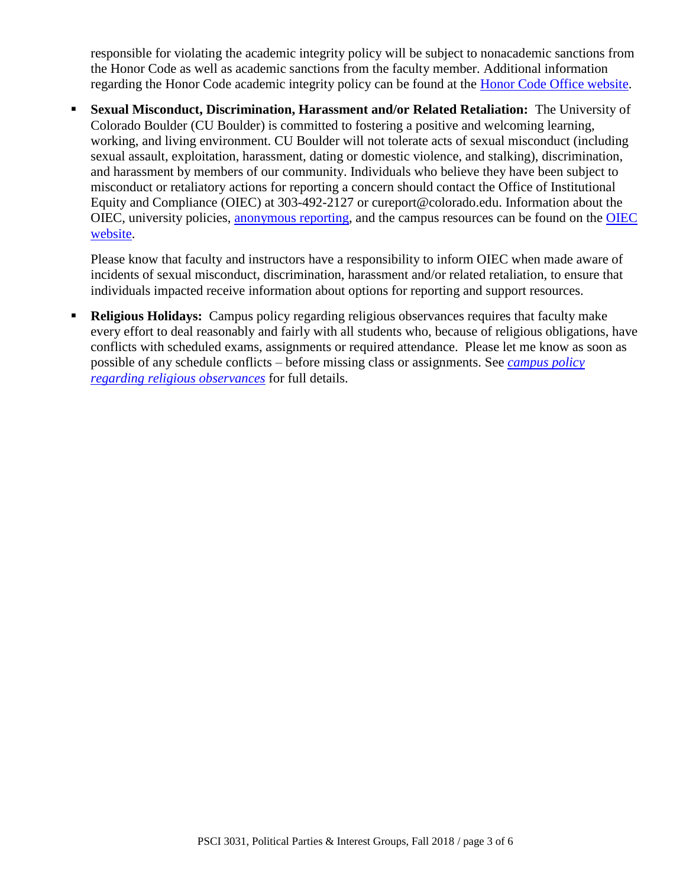responsible for violating the academic integrity policy will be subject to nonacademic sanctions from the Honor Code as well as academic sanctions from the faculty member. Additional information regarding the Honor Code academic integrity policy can be found at the Honor Code Office website.

- **Sexual Misconduct, Discrimination, Harassment and/or Related Retaliation:** The University of Colorado Boulder (CU Boulder) is committed to fostering a positive and welcoming learning, working, and living environment. CU Boulder will not tolerate acts of sexual misconduct (including sexual assault, exploitation, harassment, dating or domestic violence, and stalking), discrimination, and harassment by members of our community. Individuals who believe they have been subject to misconduct or retaliatory actions for reporting a concern should contact the Office of Institutional Equity and Compliance (OIEC) at 303-492-2127 or cureport@colorado.edu. Information about the OIEC, university policies, anonymous reporting, and the campus resources can be found on the OIEC website.

  Please know that faculty and instructors have a responsibility to inform OIEC when made aware of incidents of sexual misconduct, discrimination, harassment and/or related retaliation, to ensure that individuals impacted receive information about options for reporting and support resources.

- **Religious Holidays:** Campus policy regarding religious observances requires that faculty make every effort to deal reasonably and fairly with all students who, because of religious obligations, have conflicts with scheduled exams, assignments or required attendance. Please let me know as soon as possible of any schedule conflicts – before missing class or assignments. See *campus policy regarding religious observances* for full details.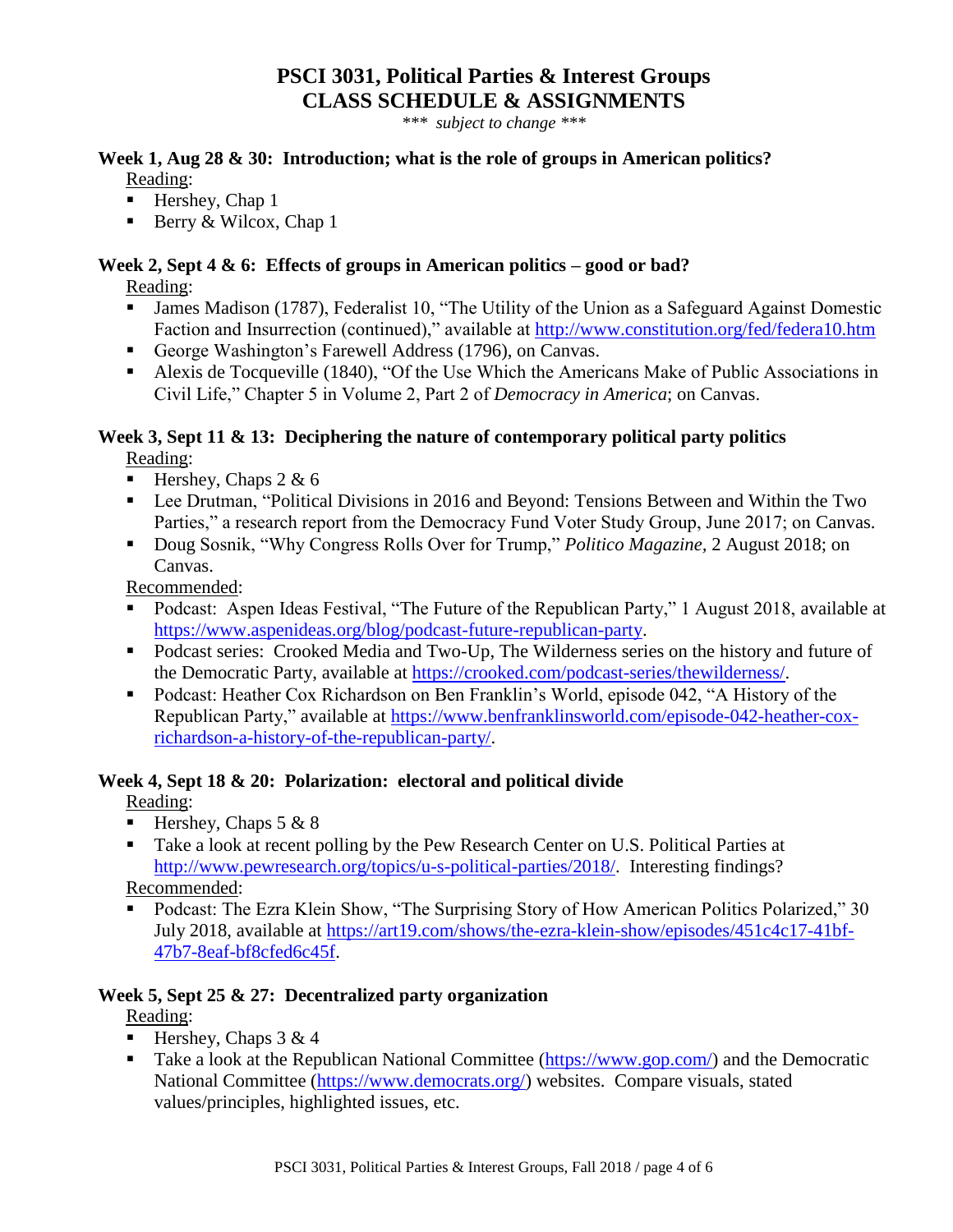# PSCI 3031, Political Parties & Interest Groups
# CLASS SCHEDULE & ASSIGNMENTS

*\*\*\* subject to change \*\*\**

**Week 1, Aug 28 & 30: Introduction; what is the role of groups in American politics?**

Reading:

- Hershey, Chap 1
- Berry & Wilcox, Chap 1

**Week 2, Sept 4 & 6: Effects of groups in American politics – good or bad?**

Reading:

- James Madison (1787), Federalist 10, "The Utility of the Union as a Safeguard Against Domestic Faction and Insurrection (continued)," available at http://www.constitution.org/fed/federa10.htm
- George Washington's Farewell Address (1796), on Canvas.
- Alexis de Tocqueville (1840), "Of the Use Which the Americans Make of Public Associations in Civil Life," Chapter 5 in Volume 2, Part 2 of *Democracy in America*; on Canvas.

**Week 3, Sept 11 & 13: Deciphering the nature of contemporary political party politics**

Reading:

- Hershey, Chaps 2 & 6
- Lee Drutman, "Political Divisions in 2016 and Beyond: Tensions Between and Within the Two Parties," a research report from the Democracy Fund Voter Study Group, June 2017; on Canvas.
- Doug Sosnik, "Why Congress Rolls Over for Trump," *Politico Magazine*, 2 August 2018; on Canvas.

Recommended:

- Podcast: Aspen Ideas Festival, "The Future of the Republican Party," 1 August 2018, available at https://www.aspenideas.org/blog/podcast-future-republican-party.
- Podcast series: Crooked Media and Two-Up, The Wilderness series on the history and future of the Democratic Party, available at https://crooked.com/podcast-series/thewilderness/.
- Podcast: Heather Cox Richardson on Ben Franklin's World, episode 042, "A History of the Republican Party," available at https://www.benfranklinsworld.com/episode-042-heather-cox-richardson-a-history-of-the-republican-party/.

**Week 4, Sept 18 & 20: Polarization: electoral and political divide**

Reading:

- Hershey, Chaps 5 & 8
- Take a look at recent polling by the Pew Research Center on U.S. Political Parties at http://www.pewresearch.org/topics/u-s-political-parties/2018/. Interesting findings?

Recommended:

- Podcast: The Ezra Klein Show, "The Surprising Story of How American Politics Polarized," 30 July 2018, available at https://art19.com/shows/the-ezra-klein-show/episodes/451c4c17-41bf-47b7-8eaf-bf8cfed6c45f.

**Week 5, Sept 25 & 27: Decentralized party organization**

Reading:

- Hershey, Chaps 3 & 4
- Take a look at the Republican National Committee (https://www.gop.com/) and the Democratic National Committee (https://www.democrats.org/) websites. Compare visuals, stated values/principles, highlighted issues, etc.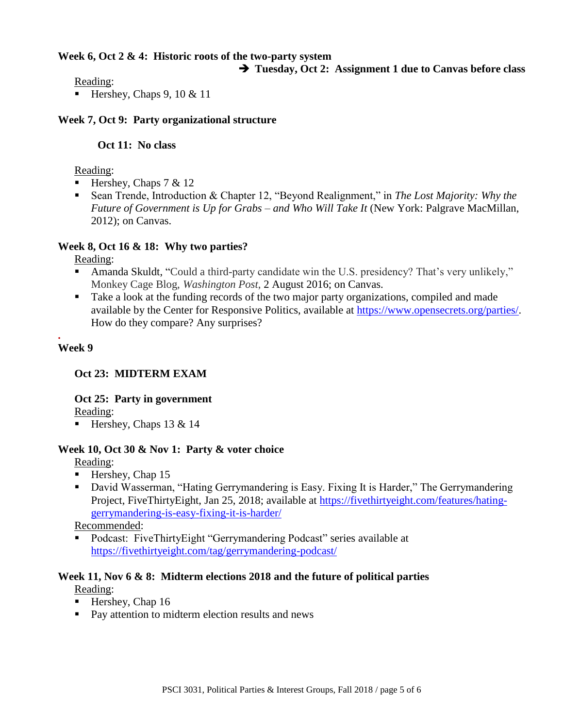**Week 6, Oct 2 & 4: Historic roots of the two-party system**

➔ **Tuesday, Oct 2: Assignment 1 due to Canvas before class**

Reading:

- Hershey, Chaps 9, 10 & 11

**Week 7, Oct 9: Party organizational structure**

**Oct 11: No class**

Reading:

- Hershey, Chaps 7 & 12
- Sean Trende, Introduction & Chapter 12, "Beyond Realignment," in *The Lost Majority: Why the Future of Government is Up for Grabs – and Who Will Take It* (New York: Palgrave MacMillan, 2012); on Canvas.

**Week 8, Oct 16 & 18: Why two parties?**

Reading:

- Amanda Skuldt, "Could a third-party candidate win the U.S. presidency? That's very unlikely," Monkey Cage Blog, *Washington Post*, 2 August 2016; on Canvas.
- Take a look at the funding records of the two major party organizations, compiled and made available by the Center for Responsive Politics, available at https://www.opensecrets.org/parties/. How do they compare? Any surprises?

**Week 9**

**Oct 23: MIDTERM EXAM**

**Oct 25: Party in government**

Reading:

- Hershey, Chaps 13 & 14

**Week 10, Oct 30 & Nov 1: Party & voter choice**

Reading:

- Hershey, Chap 15
- David Wasserman, "Hating Gerrymandering is Easy. Fixing It is Harder," The Gerrymandering Project, FiveThirtyEight, Jan 25, 2018; available at https://fivethirtyeight.com/features/hating-gerrymandering-is-easy-fixing-it-is-harder/

Recommended:

- Podcast: FiveThirtyEight "Gerrymandering Podcast" series available at https://fivethirtyeight.com/tag/gerrymandering-podcast/

**Week 11, Nov 6 & 8: Midterm elections 2018 and the future of political parties**

Reading:

- Hershey, Chap 16
- Pay attention to midterm election results and news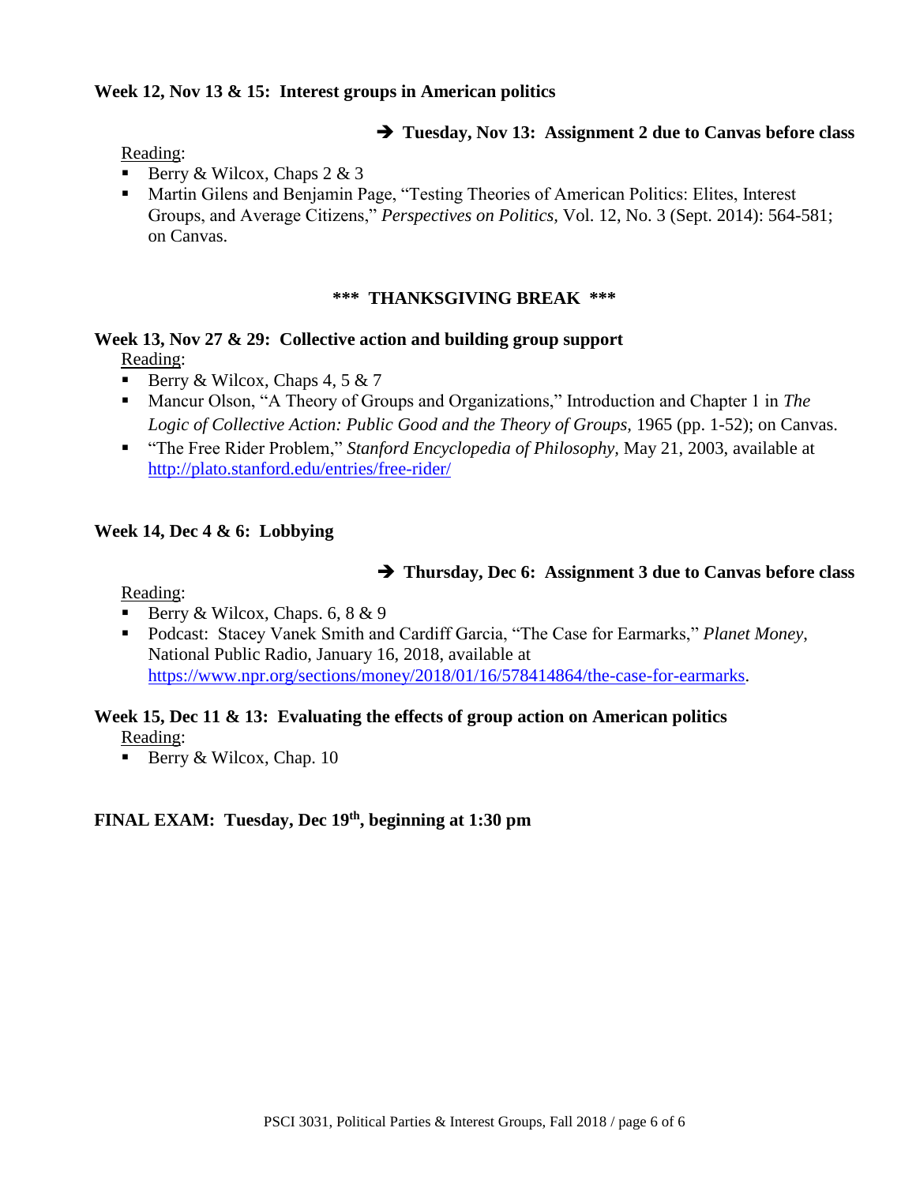**Week 12, Nov 13 & 15: Interest groups in American politics**

➔ **Tuesday, Nov 13: Assignment 2 due to Canvas before class**

Reading:

- Berry & Wilcox, Chaps 2 & 3
- Martin Gilens and Benjamin Page, "Testing Theories of American Politics: Elites, Interest Groups, and Average Citizens," *Perspectives on Politics,* Vol. 12, No. 3 (Sept. 2014): 564-581; on Canvas.

**\*\*\* THANKSGIVING BREAK \*\*\***

**Week 13, Nov 27 & 29: Collective action and building group support**

Reading:

- Berry & Wilcox, Chaps 4, 5 & 7
- Mancur Olson, "A Theory of Groups and Organizations," Introduction and Chapter 1 in *The Logic of Collective Action: Public Good and the Theory of Groups*, 1965 (pp. 1-52); on Canvas.
- "The Free Rider Problem," *Stanford Encyclopedia of Philosophy*, May 21, 2003, available at http://plato.stanford.edu/entries/free-rider/

**Week 14, Dec 4 & 6: Lobbying**

➔ **Thursday, Dec 6: Assignment 3 due to Canvas before class**

Reading:

- Berry & Wilcox, Chaps. 6, 8 & 9
- Podcast: Stacey Vanek Smith and Cardiff Garcia, "The Case for Earmarks," *Planet Money*, National Public Radio, January 16, 2018, available at https://www.npr.org/sections/money/2018/01/16/578414864/the-case-for-earmarks.

**Week 15, Dec 11 & 13: Evaluating the effects of group action on American politics**

Reading:

- Berry & Wilcox, Chap. 10

**FINAL EXAM: Tuesday, Dec 19th, beginning at 1:30 pm**